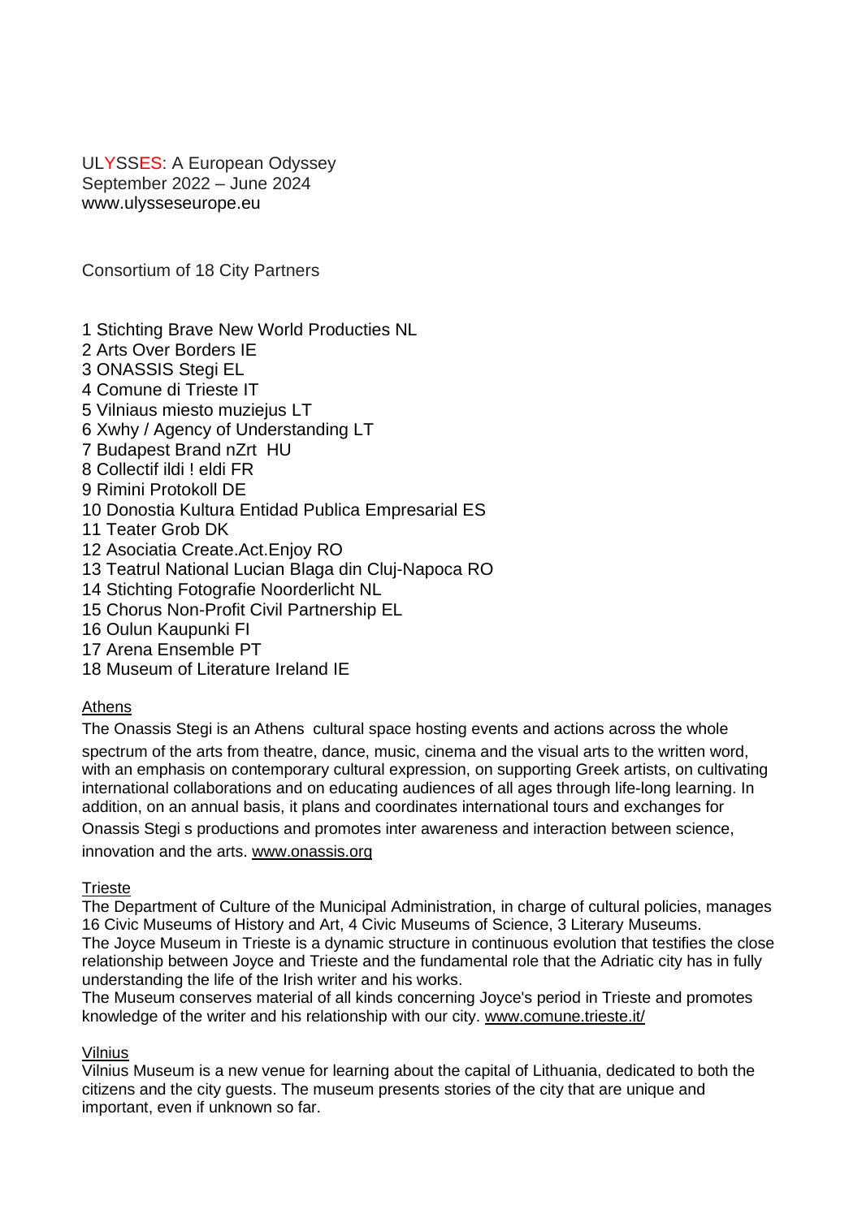ULYSSES: A European Odyssey
September 2022 – June 2024
www.ulysseseurope.eu

Consortium of 18 City Partners

1 Stichting Brave New World Producties NL
2 Arts Over Borders IE
3 ONASSIS Stegi EL
4 Comune di Trieste IT
5 Vilniaus miesto muziejus LT
6 Xwhy / Agency of Understanding LT
7 Budapest Brand nZrt HU
8 Collectif ildi ! eldi FR
9 Rimini Protokoll DE
10 Donostia Kultura Entidad Publica Empresarial ES
11 Teater Grob DK
12 Asociatia Create.Act.Enjoy RO
13 Teatrul National Lucian Blaga din Cluj-Napoca RO
14 Stichting Fotografie Noorderlicht NL
15 Chorus Non-Profit Civil Partnership EL
16 Oulun Kaupunki FI
17 Arena Ensemble PT
18 Museum of Literature Ireland IE

Athens

The Onassis Stegi is an Athens cultural space hosting events and actions across the whole spectrum of the arts from theatre, dance, music, cinema and the visual arts to the written word, with an emphasis on contemporary cultural expression, on supporting Greek artists, on cultivating international collaborations and on educating audiences of all ages through life-long learning. In addition, on an annual basis, it plans and coordinates international tours and exchanges for Onassis Stegi s productions and promotes inter awareness and interaction between science, innovation and the arts. www.onassis.org

Trieste

The Department of Culture of the Municipal Administration, in charge of cultural policies, manages 16 Civic Museums of History and Art, 4 Civic Museums of Science, 3 Literary Museums.
The Joyce Museum in Trieste is a dynamic structure in continuous evolution that testifies the close relationship between Joyce and Trieste and the fundamental role that the Adriatic city has in fully understanding the life of the Irish writer and his works.
The Museum conserves material of all kinds concerning Joyce's period in Trieste and promotes knowledge of the writer and his relationship with our city. www.comune.trieste.it/

Vilnius

Vilnius Museum is a new venue for learning about the capital of Lithuania, dedicated to both the citizens and the city guests. The museum presents stories of the city that are unique and important, even if unknown so far.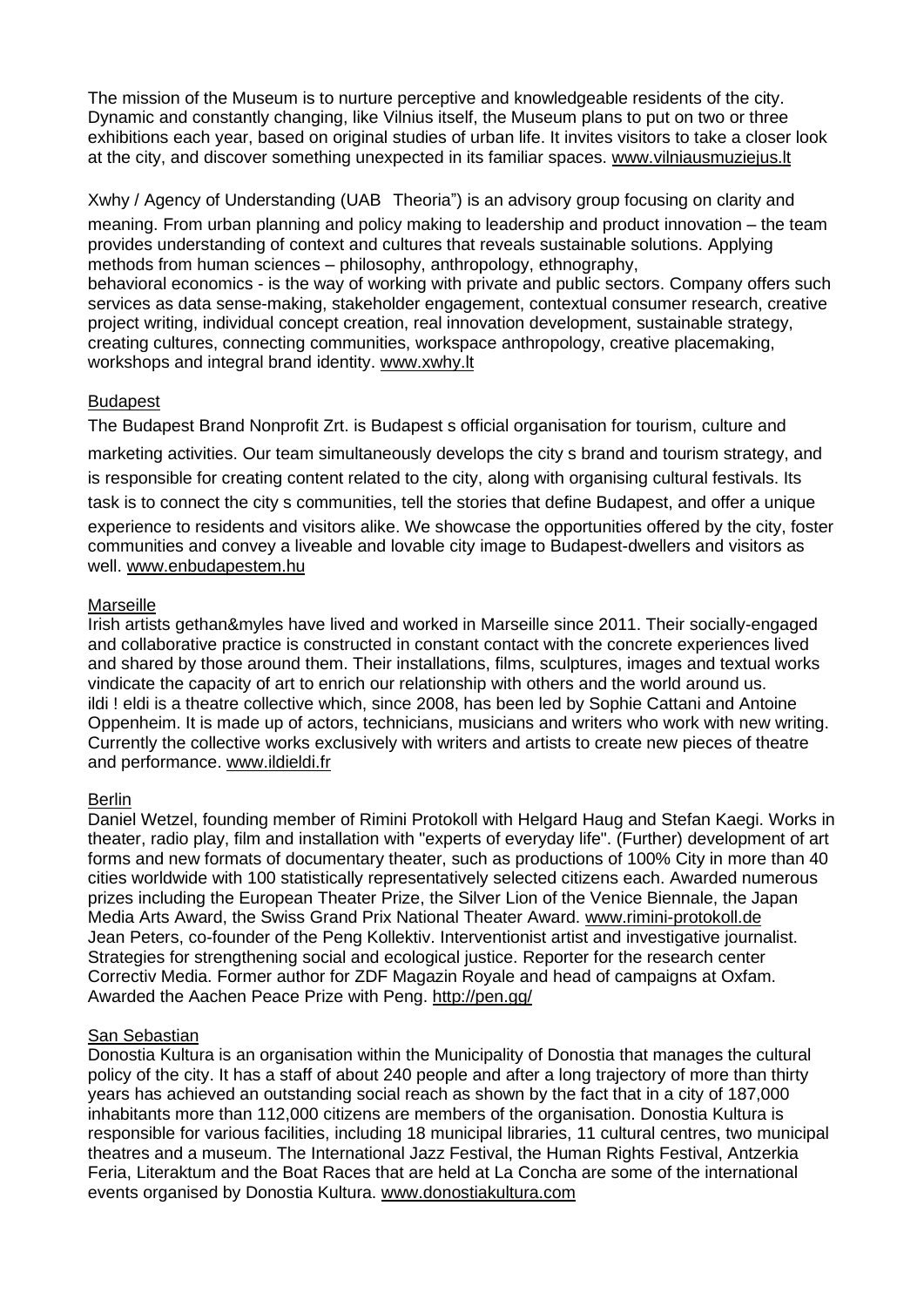The mission of the Museum is to nurture perceptive and knowledgeable residents of the city. Dynamic and constantly changing, like Vilnius itself, the Museum plans to put on two or three exhibitions each year, based on original studies of urban life. It invites visitors to take a closer look at the city, and discover something unexpected in its familiar spaces. www.vilniausmuziejus.lt

Xwhy / Agency of Understanding (UAB Theoria") is an advisory group focusing on clarity and meaning. From urban planning and policy making to leadership and product innovation – the team provides understanding of context and cultures that reveals sustainable solutions. Applying methods from human sciences – philosophy, anthropology, ethnography, behavioral economics - is the way of working with private and public sectors. Company offers such services as data sense-making, stakeholder engagement, contextual consumer research, creative project writing, individual concept creation, real innovation development, sustainable strategy, creating cultures, connecting communities, workspace anthropology, creative placemaking, workshops and integral brand identity. www.xwhy.lt

## Budapest

The Budapest Brand Nonprofit Zrt. is Budapest s official organisation for tourism, culture and marketing activities. Our team simultaneously develops the city s brand and tourism strategy, and is responsible for creating content related to the city, along with organising cultural festivals. Its task is to connect the city s communities, tell the stories that define Budapest, and offer a unique experience to residents and visitors alike. We showcase the opportunities offered by the city, foster communities and convey a liveable and lovable city image to Budapest-dwellers and visitors as well. www.enbudapestem.hu

## Marseille

Irish artists gethan&myles have lived and worked in Marseille since 2011. Their socially-engaged and collaborative practice is constructed in constant contact with the concrete experiences lived and shared by those around them. Their installations, films, sculptures, images and textual works vindicate the capacity of art to enrich our relationship with others and the world around us.
ildi ! eldi is a theatre collective which, since 2008, has been led by Sophie Cattani and Antoine Oppenheim. It is made up of actors, technicians, musicians and writers who work with new writing. Currently the collective works exclusively with writers and artists to create new pieces of theatre and performance. www.ildieldi.fr

## Berlin

Daniel Wetzel, founding member of Rimini Protokoll with Helgard Haug and Stefan Kaegi. Works in theater, radio play, film and installation with "experts of everyday life". (Further) development of art forms and new formats of documentary theater, such as productions of 100% City in more than 40 cities worldwide with 100 statistically representatively selected citizens each. Awarded numerous prizes including the European Theater Prize, the Silver Lion of the Venice Biennale, the Japan Media Arts Award, the Swiss Grand Prix National Theater Award. www.rimini-protokoll.de
Jean Peters, co-founder of the Peng Kollektiv. Interventionist artist and investigative journalist. Strategies for strengthening social and ecological justice. Reporter for the research center Correctiv Media. Former author for ZDF Magazin Royale and head of campaigns at Oxfam. Awarded the Aachen Peace Prize with Peng. http://pen.gg/

## San Sebastian

Donostia Kultura is an organisation within the Municipality of Donostia that manages the cultural policy of the city. It has a staff of about 240 people and after a long trajectory of more than thirty years has achieved an outstanding social reach as shown by the fact that in a city of 187,000 inhabitants more than 112,000 citizens are members of the organisation. Donostia Kultura is responsible for various facilities, including 18 municipal libraries, 11 cultural centres, two municipal theatres and a museum. The International Jazz Festival, the Human Rights Festival, Antzerkia Feria, Literaktum and the Boat Races that are held at La Concha are some of the international events organised by Donostia Kultura. www.donostiakultura.com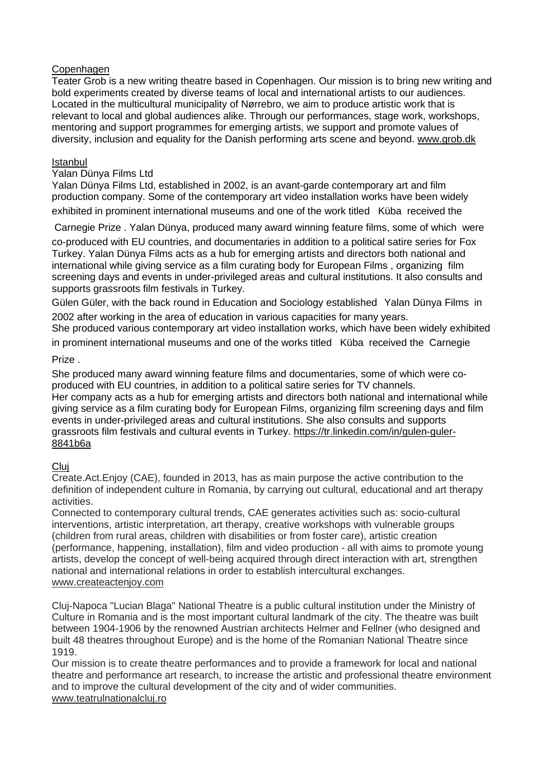Copenhagen

Teater Grob is a new writing theatre based in Copenhagen. Our mission is to bring new writing and bold experiments created by diverse teams of local and international artists to our audiences. Located in the multicultural municipality of Nørrebro, we aim to produce artistic work that is relevant to local and global audiences alike. Through our performances, stage work, workshops, mentoring and support programmes for emerging artists, we support and promote values of diversity, inclusion and equality for the Danish performing arts scene and beyond. www.grob.dk

Istanbul

Yalan Dünya Films Ltd

Yalan Dünya Films Ltd, established in 2002, is an avant-garde contemporary art and film production company. Some of the contemporary art video installation works have been widely exhibited in prominent international museums and one of the work titled Küba received the Carnegie Prize . Yalan Dünya, produced many award winning feature films, some of which were co-produced with EU countries, and documentaries in addition to a political satire series for Fox Turkey. Yalan Dünya Films acts as a hub for emerging artists and directors both national and international while giving service as a film curating body for European Films , organizing film screening days and events in under-privileged areas and cultural institutions. It also consults and supports grassroots film festivals in Turkey.

Gülen Güler, with the back round in Education and Sociology established Yalan Dünya Films in 2002 after working in the area of education in various capacities for many years.

She produced various contemporary art video installation works, which have been widely exhibited in prominent international museums and one of the works titled Küba received the Carnegie Prize .

She produced many award winning feature films and documentaries, some of which were co-produced with EU countries, in addition to a political satire series for TV channels.

Her company acts as a hub for emerging artists and directors both national and international while giving service as a film curating body for European Films, organizing film screening days and film events in under-privileged areas and cultural institutions. She also consults and supports grassroots film festivals and cultural events in Turkey. https://tr.linkedin.com/in/gulen-guler-8841b6a

Cluj

Create.Act.Enjoy (CAE), founded in 2013, has as main purpose the active contribution to the definition of independent culture in Romania, by carrying out cultural, educational and art therapy activities.

Connected to contemporary cultural trends, CAE generates activities such as: socio-cultural interventions, artistic interpretation, art therapy, creative workshops with vulnerable groups (children from rural areas, children with disabilities or from foster care), artistic creation (performance, happening, installation), film and video production - all with aims to promote young artists, develop the concept of well-being acquired through direct interaction with art, strengthen national and international relations in order to establish intercultural exchanges. www.createactenjoy.com

Cluj-Napoca "Lucian Blaga" National Theatre is a public cultural institution under the Ministry of Culture in Romania and is the most important cultural landmark of the city. The theatre was built between 1904-1906 by the renowned Austrian architects Helmer and Fellner (who designed and built 48 theatres throughout Europe) and is the home of the Romanian National Theatre since 1919.

Our mission is to create theatre performances and to provide a framework for local and national theatre and performance art research, to increase the artistic and professional theatre environment and to improve the cultural development of the city and of wider communities. www.teatrulnationalcluj.ro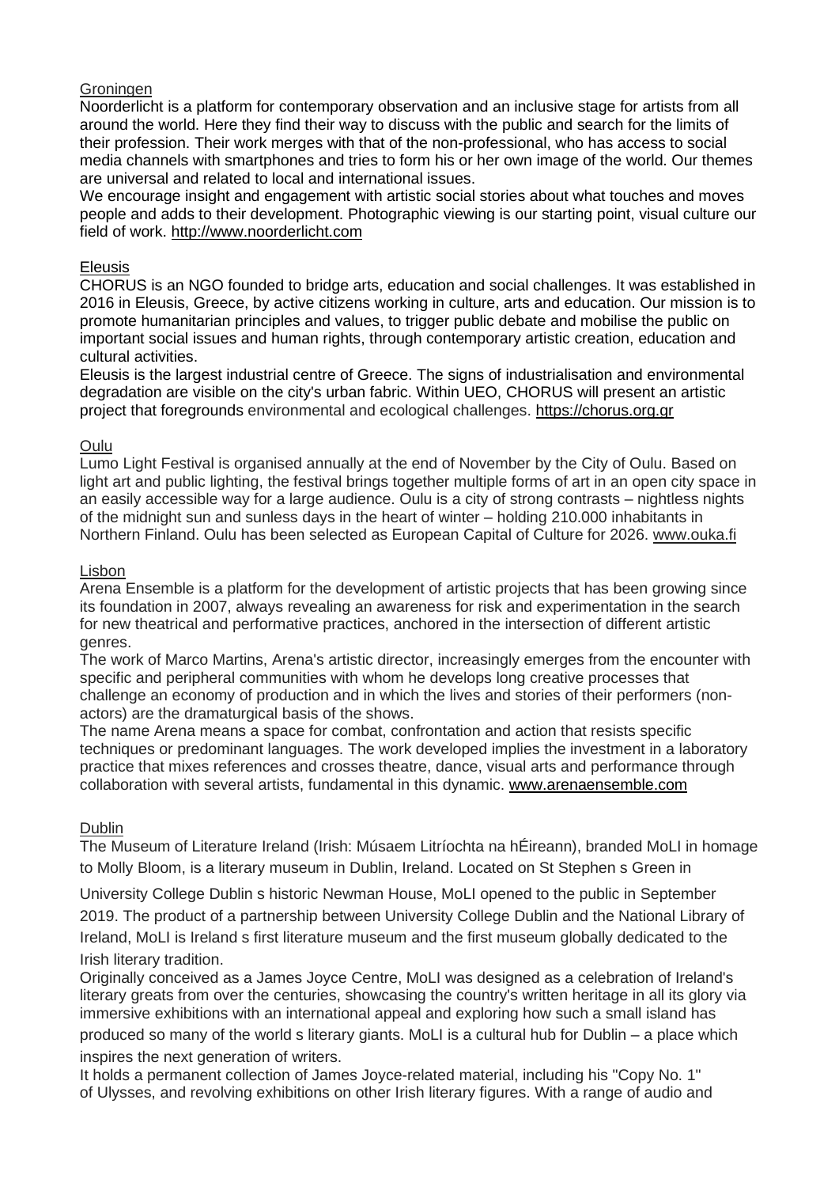Groningen

Noorderlicht is a platform for contemporary observation and an inclusive stage for artists from all around the world. Here they find their way to discuss with the public and search for the limits of their profession. Their work merges with that of the non-professional, who has access to social media channels with smartphones and tries to form his or her own image of the world. Our themes are universal and related to local and international issues.

We encourage insight and engagement with artistic social stories about what touches and moves people and adds to their development. Photographic viewing is our starting point, visual culture our field of work. http://www.noorderlicht.com

Eleusis

CHORUS is an NGO founded to bridge arts, education and social challenges. It was established in 2016 in Eleusis, Greece, by active citizens working in culture, arts and education. Our mission is to promote humanitarian principles and values, to trigger public debate and mobilise the public on important social issues and human rights, through contemporary artistic creation, education and cultural activities.

Eleusis is the largest industrial centre of Greece. The signs of industrialisation and environmental degradation are visible on the city's urban fabric. Within UEO, CHORUS will present an artistic project that foregrounds environmental and ecological challenges. https://chorus.org.gr

Oulu

Lumo Light Festival is organised annually at the end of November by the City of Oulu. Based on light art and public lighting, the festival brings together multiple forms of art in an open city space in an easily accessible way for a large audience. Oulu is a city of strong contrasts – nightless nights of the midnight sun and sunless days in the heart of winter – holding 210.000 inhabitants in Northern Finland. Oulu has been selected as European Capital of Culture for 2026. www.ouka.fi

Lisbon

Arena Ensemble is a platform for the development of artistic projects that has been growing since its foundation in 2007, always revealing an awareness for risk and experimentation in the search for new theatrical and performative practices, anchored in the intersection of different artistic genres.

The work of Marco Martins, Arena's artistic director, increasingly emerges from the encounter with specific and peripheral communities with whom he develops long creative processes that challenge an economy of production and in which the lives and stories of their performers (non-actors) are the dramaturgical basis of the shows.

The name Arena means a space for combat, confrontation and action that resists specific techniques or predominant languages. The work developed implies the investment in a laboratory practice that mixes references and crosses theatre, dance, visual arts and performance through collaboration with several artists, fundamental in this dynamic. www.arenaensemble.com

Dublin

The Museum of Literature Ireland (Irish: Músaem Litríochta na hÉireann), branded MoLI in homage to Molly Bloom, is a literary museum in Dublin, Ireland. Located on St Stephen s Green in University College Dublin s historic Newman House, MoLI opened to the public in September 2019. The product of a partnership between University College Dublin and the National Library of Ireland, MoLI is Ireland s first literature museum and the first museum globally dedicated to the Irish literary tradition.

Originally conceived as a James Joyce Centre, MoLI was designed as a celebration of Ireland's literary greats from over the centuries, showcasing the country's written heritage in all its glory via immersive exhibitions with an international appeal and exploring how such a small island has produced so many of the world s literary giants. MoLI is a cultural hub for Dublin – a place which inspires the next generation of writers.

It holds a permanent collection of James Joyce-related material, including his "Copy No. 1" of Ulysses, and revolving exhibitions on other Irish literary figures. With a range of audio and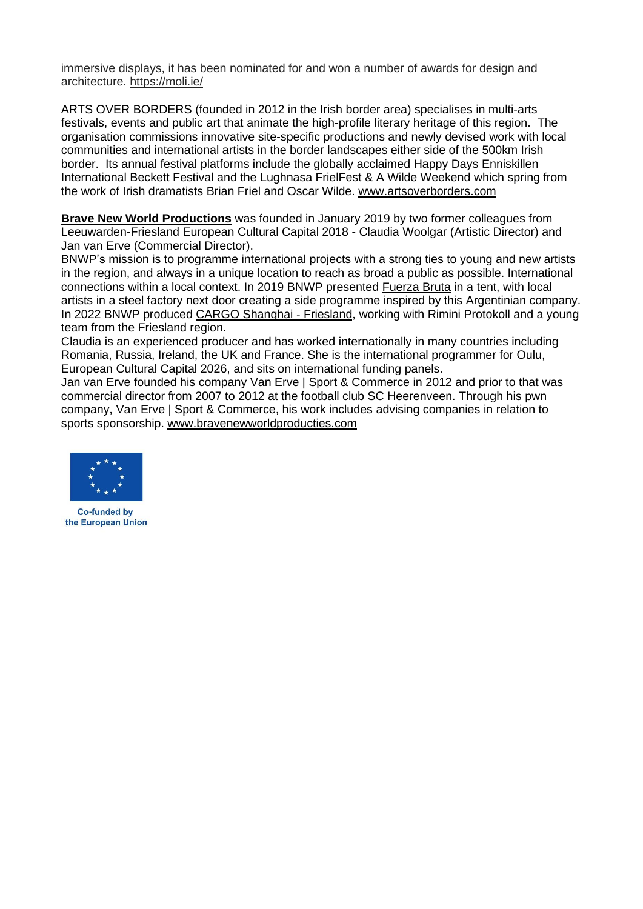immersive displays, it has been nominated for and won a number of awards for design and architecture. https://moli.ie/

ARTS OVER BORDERS (founded in 2012 in the Irish border area) specialises in multi-arts festivals, events and public art that animate the high-profile literary heritage of this region. The organisation commissions innovative site-specific productions and newly devised work with local communities and international artists in the border landscapes either side of the 500km Irish border. Its annual festival platforms include the globally acclaimed Happy Days Enniskillen International Beckett Festival and the Lughnasa FrielFest & A Wilde Weekend which spring from the work of Irish dramatists Brian Friel and Oscar Wilde. www.artsoverborders.com

**Brave New World Productions** was founded in January 2019 by two former colleagues from Leeuwarden-Friesland European Cultural Capital 2018 - Claudia Woolgar (Artistic Director) and Jan van Erve (Commercial Director).

BNWP's mission is to programme international projects with a strong ties to young and new artists in the region, and always in a unique location to reach as broad a public as possible. International connections within a local context. In 2019 BNWP presented Fuerza Bruta in a tent, with local artists in a steel factory next door creating a side programme inspired by this Argentinian company. In 2022 BNWP produced CARGO Shanghai - Friesland, working with Rimini Protokoll and a young team from the Friesland region.

Claudia is an experienced producer and has worked internationally in many countries including Romania, Russia, Ireland, the UK and France. She is the international programmer for Oulu, European Cultural Capital 2026, and sits on international funding panels.

Jan van Erve founded his company Van Erve | Sport & Commerce in 2012 and prior to that was commercial director from 2007 to 2012 at the football club SC Heerenveen. Through his pwn company, Van Erve | Sport & Commerce, his work includes advising companies in relation to sports sponsorship. www.bravenewworldproducties.com

Co-funded by the European Union